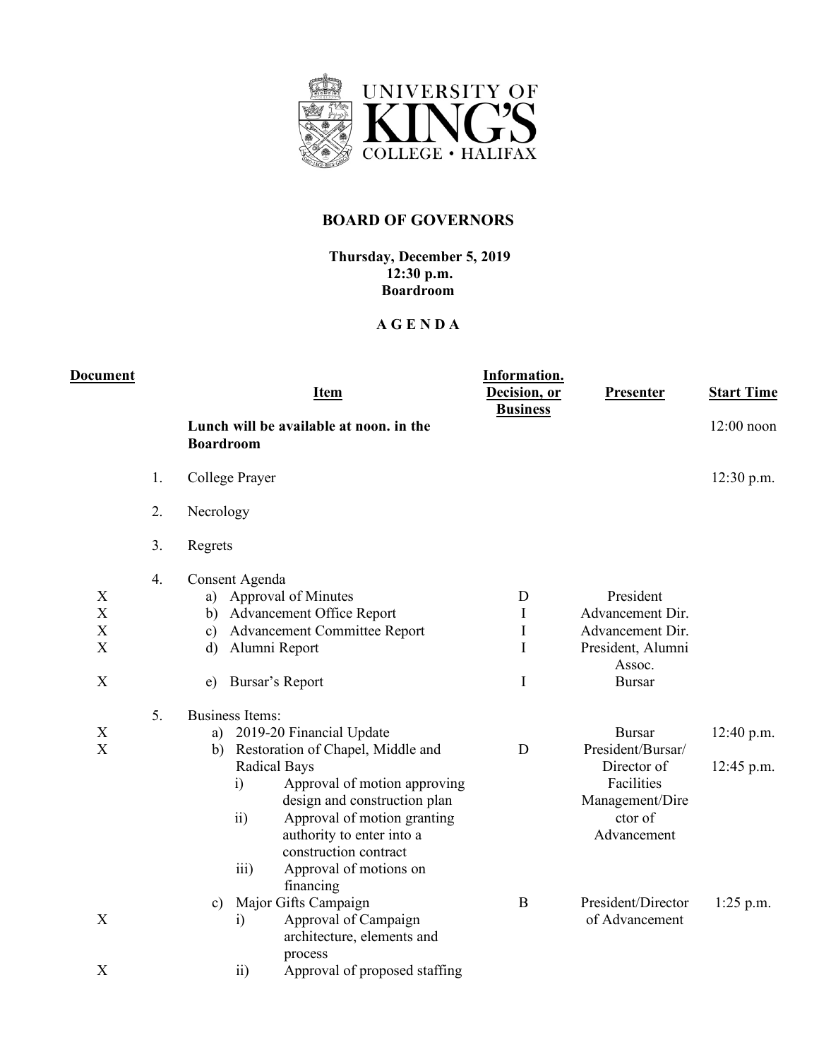UNIVERSITY OF KING'S COLLEGE • HALIFAX

# BOARD OF GOVERNORS

**Thursday, December 5, 2019**
**12:30 p.m.**
**Boardroom**

## A G E N D A

| Document | | Item | Information. Decision, or Business | Presenter | Start Time |
|---|---|---|---|---|---|
| | | **Lunch will be available at noon. in the Boardroom** | | | 12:00 noon |
| | 1. | College Prayer | | | 12:30 p.m. |
| | 2. | Necrology | | | |
| | 3. | Regrets | | | |
| | 4. | Consent Agenda | | | |
| X | | a) Approval of Minutes | D | President | |
| X | | b) Advancement Office Report | I | Advancement Dir. | |
| X | | c) Advancement Committee Report | I | Advancement Dir. | |
| X | | d) Alumni Report | I | President, Alumni Assoc. | |
| X | | e) Bursar's Report | I | Bursar | |
| | 5. | Business Items: | | | |
| X | | a) 2019-20 Financial Update | | Bursar | 12:40 p.m. |
| X | | b) Restoration of Chapel, Middle and Radical Bays | D | President/Bursar/ Director of Facilities Management/Director of Advancement | 12:45 p.m. |
| | | i) Approval of motion approving design and construction plan | | | |
| | | ii) Approval of motion granting authority to enter into a construction contract | | | |
| | | iii) Approval of motions on financing | | | |
| | | c) Major Gifts Campaign | B | President/Director of Advancement | 1:25 p.m. |
| X | | i) Approval of Campaign architecture, elements and process | | | |
| X | | ii) Approval of proposed staffing | | | |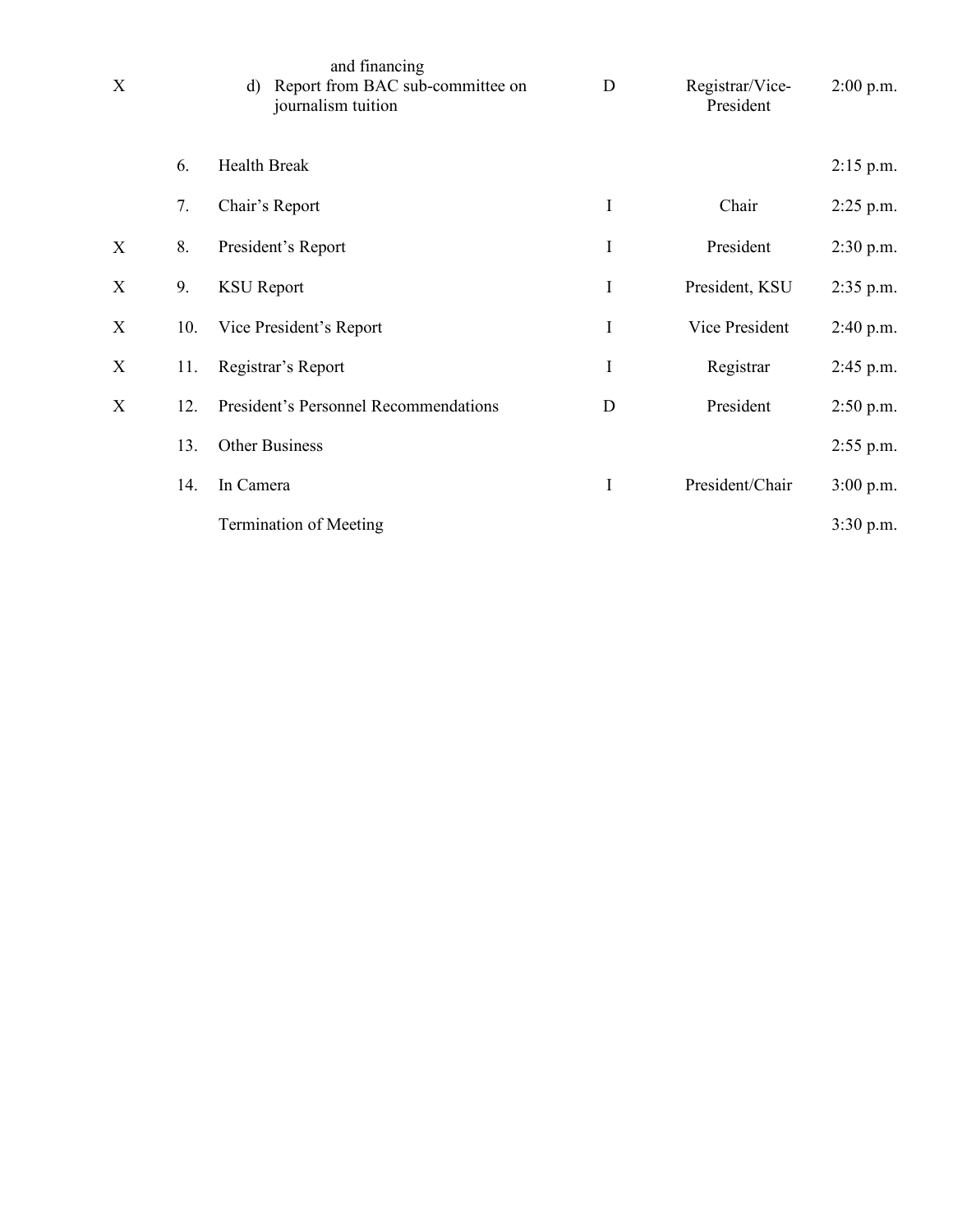| | | | | | |
|---|---|---|---|---|---|
| X | | and financing<br>d) Report from BAC sub-committee on journalism tuition | D | Registrar/Vice-President | 2:00 p.m. |
| | 6. | Health Break | | | 2:15 p.m. |
| | 7. | Chair's Report | I | Chair | 2:25 p.m. |
| X | 8. | President's Report | I | President | 2:30 p.m. |
| X | 9. | KSU Report | I | President, KSU | 2:35 p.m. |
| X | 10. | Vice President's Report | I | Vice President | 2:40 p.m. |
| X | 11. | Registrar's Report | I | Registrar | 2:45 p.m. |
| X | 12. | President's Personnel Recommendations | D | President | 2:50 p.m. |
| | 13. | Other Business | | | 2:55 p.m. |
| | 14. | In Camera | I | President/Chair | 3:00 p.m. |
| | | Termination of Meeting | | | 3:30 p.m. |